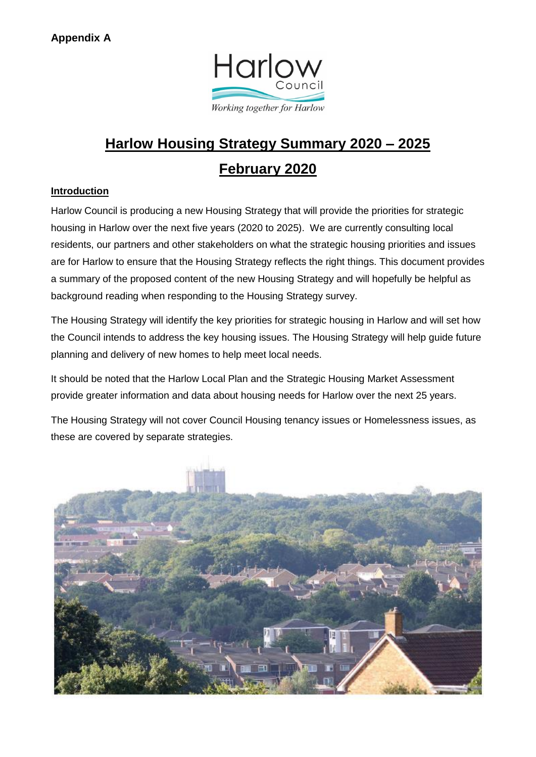**Appendix A**

Harlow Council

*Working together for Harlow*

# Harlow Housing Strategy Summary 2020 – 2025

## February 2020

### Introduction

Harlow Council is producing a new Housing Strategy that will provide the priorities for strategic housing in Harlow over the next five years (2020 to 2025). We are currently consulting local residents, our partners and other stakeholders on what the strategic housing priorities and issues are for Harlow to ensure that the Housing Strategy reflects the right things. This document provides a summary of the proposed content of the new Housing Strategy and will hopefully be helpful as background reading when responding to the Housing Strategy survey.

The Housing Strategy will identify the key priorities for strategic housing in Harlow and will set how the Council intends to address the key housing issues. The Housing Strategy will help guide future planning and delivery of new homes to help meet local needs.

It should be noted that the Harlow Local Plan and the Strategic Housing Market Assessment provide greater information and data about housing needs for Harlow over the next 25 years.

The Housing Strategy will not cover Council Housing tenancy issues or Homelessness issues, as these are covered by separate strategies.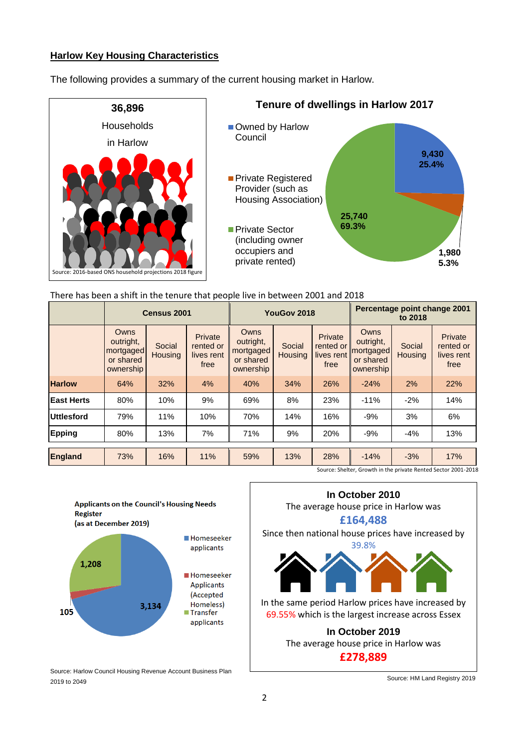## Harlow Key Housing Characteristics

The following provides a summary of the current housing market in Harlow.

**36,896**

Households

in Harlow

Source: 2016-based ONS household projections 2018 figure

**Tenure of dwellings in Harlow 2017**

- Owned by Harlow Council: 9,430 (25.4%)
- Private Registered Provider (such as Housing Association): 1,980 (5.3%)
- Private Sector (including owner occupiers and private rented): 25,740 (69.3%)

There has been a shift in the tenure that people live in between 2001 and 2018

| | Census 2001 | | | YouGov 2018 | | | Percentage point change 2001 to 2018 | | |
|---|---|---|---|---|---|---|---|---|---|
| | Owns outright, mortgaged or shared ownership | Social Housing | Private rented or lives rent free | Owns outright, mortgaged or shared ownership | Social Housing | Private rented or lives rent free | Owns outright, mortgaged or shared ownership | Social Housing | Private rented or lives rent free |
| **Harlow** | 64% | 32% | 4% | 40% | 34% | 26% | -24% | 2% | 22% |
| **East Herts** | 80% | 10% | 9% | 69% | 8% | 23% | -11% | -2% | 14% |
| **Uttlesford** | 79% | 11% | 10% | 70% | 14% | 16% | -9% | 3% | 6% |
| **Epping** | 80% | 13% | 7% | 71% | 9% | 20% | -9% | -4% | 13% |
| **England** | 73% | 16% | 11% | 59% | 13% | 28% | -14% | -3% | 17% |

Source: Shelter, Growth in the private Rented Sector 2001-2018

**Applicants on the Council's Housing Needs Register (as at December 2019)**

- Homeseeker applicants: 3,134
- Homeseeker Applicants (Accepted Homeless): 105
- Transfer applicants: 1,208

Source: Harlow Council Housing Revenue Account Business Plan 2019 to 2049

**In October 2010**

The average house price in Harlow was

**£164,488**

Since then national house prices have increased by

39.8%

In the same period Harlow prices have increased by 69.55% which is the largest increase across Essex

**In October 2019**

The average house price in Harlow was

**£278,889**

Source: HM Land Registry 2019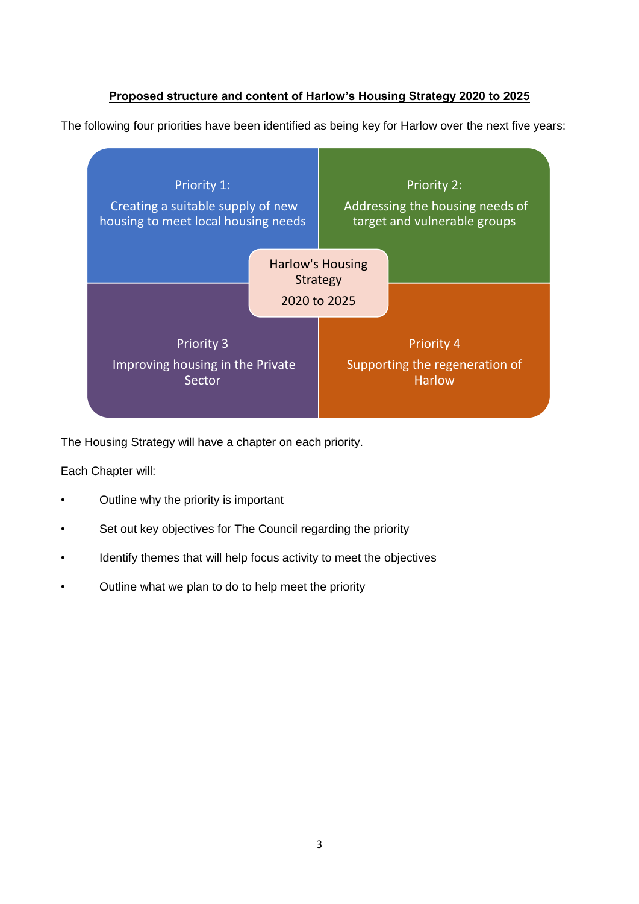**Proposed structure and content of Harlow's Housing Strategy 2020 to 2025**

The following four priorities have been identified as being key for Harlow over the next five years:

Harlow's Housing Strategy 2020 to 2025

Priority 1:
Creating a suitable supply of new housing to meet local housing needs

Priority 2:
Addressing the housing needs of target and vulnerable groups

Priority 3
Improving housing in the Private Sector

Priority 4
Supporting the regeneration of Harlow

The Housing Strategy will have a chapter on each priority.

Each Chapter will:

- Outline why the priority is important
- Set out key objectives for The Council regarding the priority
- Identify themes that will help focus activity to meet the objectives
- Outline what we plan to do to help meet the priority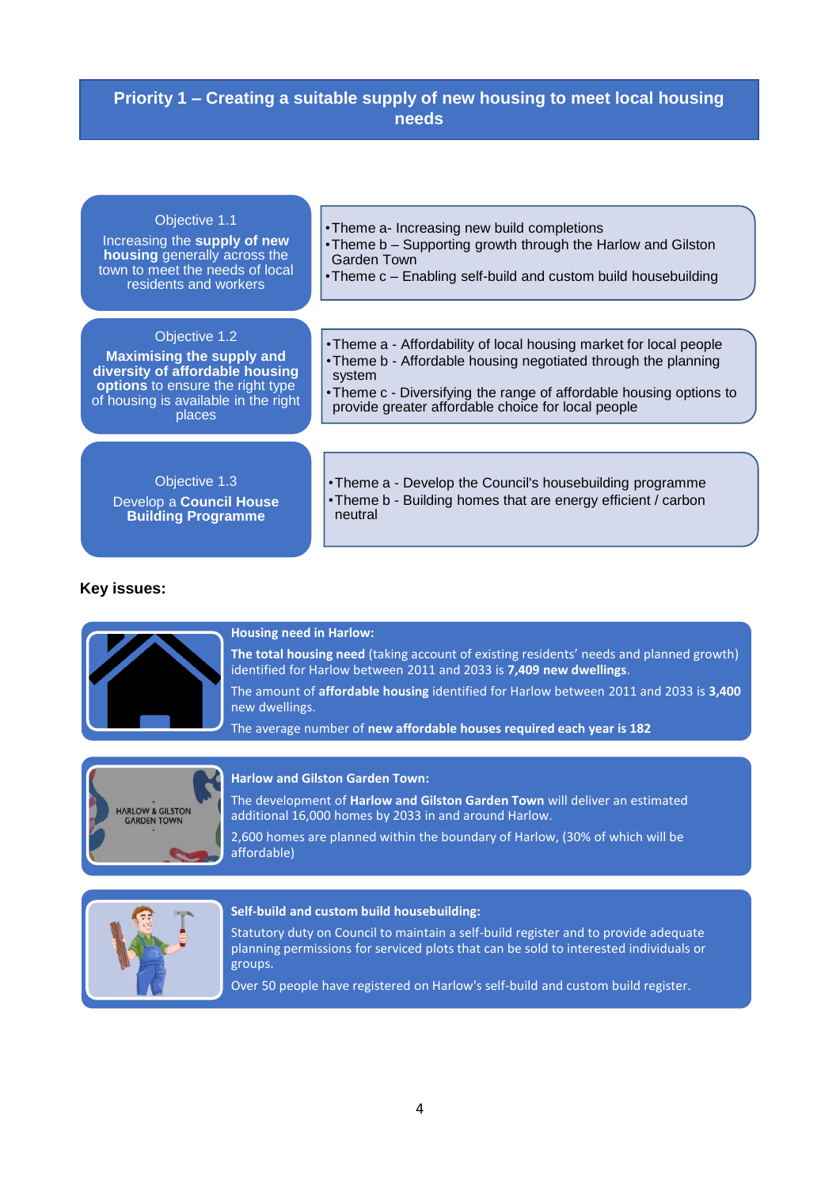## Priority 1 – Creating a suitable supply of new housing to meet local housing needs

| Objective | Themes |
| --- | --- |
| Objective 1.1<br>Increasing the **supply of new housing** generally across the town to meet the needs of local residents and workers | • Theme a- Increasing new build completions<br>• Theme b – Supporting growth through the Harlow and Gilston Garden Town<br>• Theme c – Enabling self-build and custom build housebuilding |
| Objective 1.2<br>**Maximising the supply and diversity of affordable housing options** to ensure the right type of housing is available in the right places | • Theme a - Affordability of local housing market for local people<br>• Theme b - Affordable housing negotiated through the planning system<br>• Theme c - Diversifying the range of affordable housing options to provide greater affordable choice for local people |
| Objective 1.3<br>Develop a **Council House Building Programme** | • Theme a - Develop the Council's housebuilding programme<br>• Theme b - Building homes that are energy efficient / carbon neutral |

**Key issues:**

**Housing need in Harlow:**

**The total housing need** (taking account of existing residents' needs and planned growth) identified for Harlow between 2011 and 2033 is **7,409 new dwellings**.

The amount of **affordable housing** identified for Harlow between 2011 and 2033 is **3,400** new dwellings.

The average number of **new affordable houses required each year is 182**

**Harlow and Gilston Garden Town:**

The development of **Harlow and Gilston Garden Town** will deliver an estimated additional 16,000 homes by 2033 in and around Harlow.

2,600 homes are planned within the boundary of Harlow, (30% of which will be affordable)

**Self-build and custom build housebuilding:**

Statutory duty on Council to maintain a self-build register and to provide adequate planning permissions for serviced plots that can be sold to interested individuals or groups.

Over 50 people have registered on Harlow's self-build and custom build register.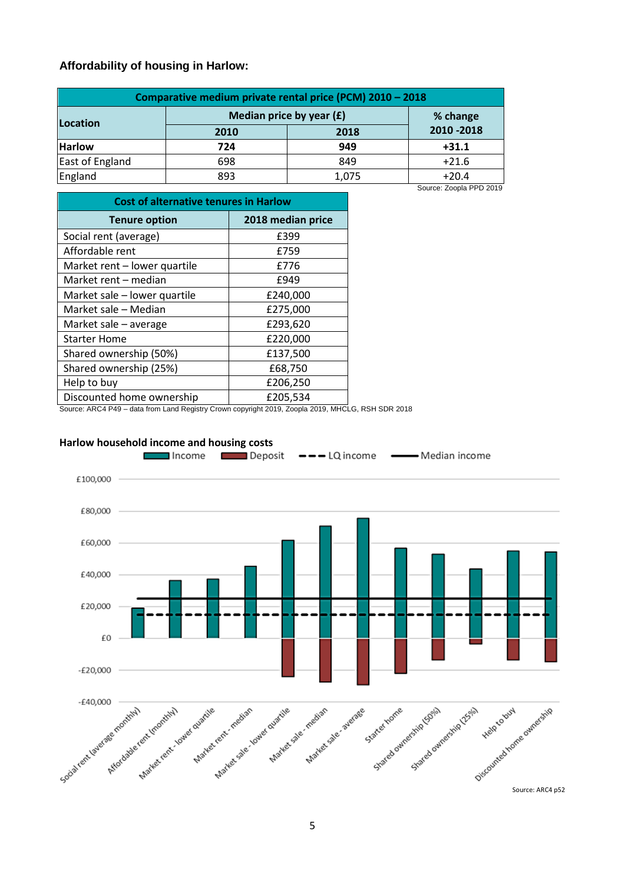### Affordability of housing in Harlow:

| Comparative medium private rental price (PCM) 2010 – 2018 | | | |
|---|---|---|---|
| **Location** | **Median price by year (£)** | | **% change 2010 -2018** |
| | **2010** | **2018** | |
| **Harlow** | **724** | **949** | **+31.1** |
| East of England | 698 | 849 | +21.6 |
| England | 893 | 1,075 | +20.4 |

Source: Zoopla PPD 2019

| Cost of alternative tenures in Harlow | |
|---|---|
| **Tenure option** | **2018 median price** |
| Social rent (average) | £399 |
| Affordable rent | £759 |
| Market rent – lower quartile | £776 |
| Market rent – median | £949 |
| Market sale – lower quartile | £240,000 |
| Market sale – Median | £275,000 |
| Market sale – average | £293,620 |
| Starter Home | £220,000 |
| Shared ownership (50%) | £137,500 |
| Shared ownership (25%) | £68,750 |
| Help to buy | £206,250 |
| Discounted home ownership | £205,534 |

Source: ARC4 P49 – data from Land Registry Crown copyright 2019, Zoopla 2019, MHCLG, RSH SDR 2018

**Harlow household income and housing costs**

Legend: Income, Deposit, LQ income, Median income

Categories: Social rent (average monthly), Affordable rent (monthly), Market rent - lower quartile, Market rent - median, Market sale - lower quartile, Market sale - median, Market sale - average, Starter home, Shared ownership (50%), Shared ownership (25%), Help to buy, Discounted home ownership

Source: ARC4 p52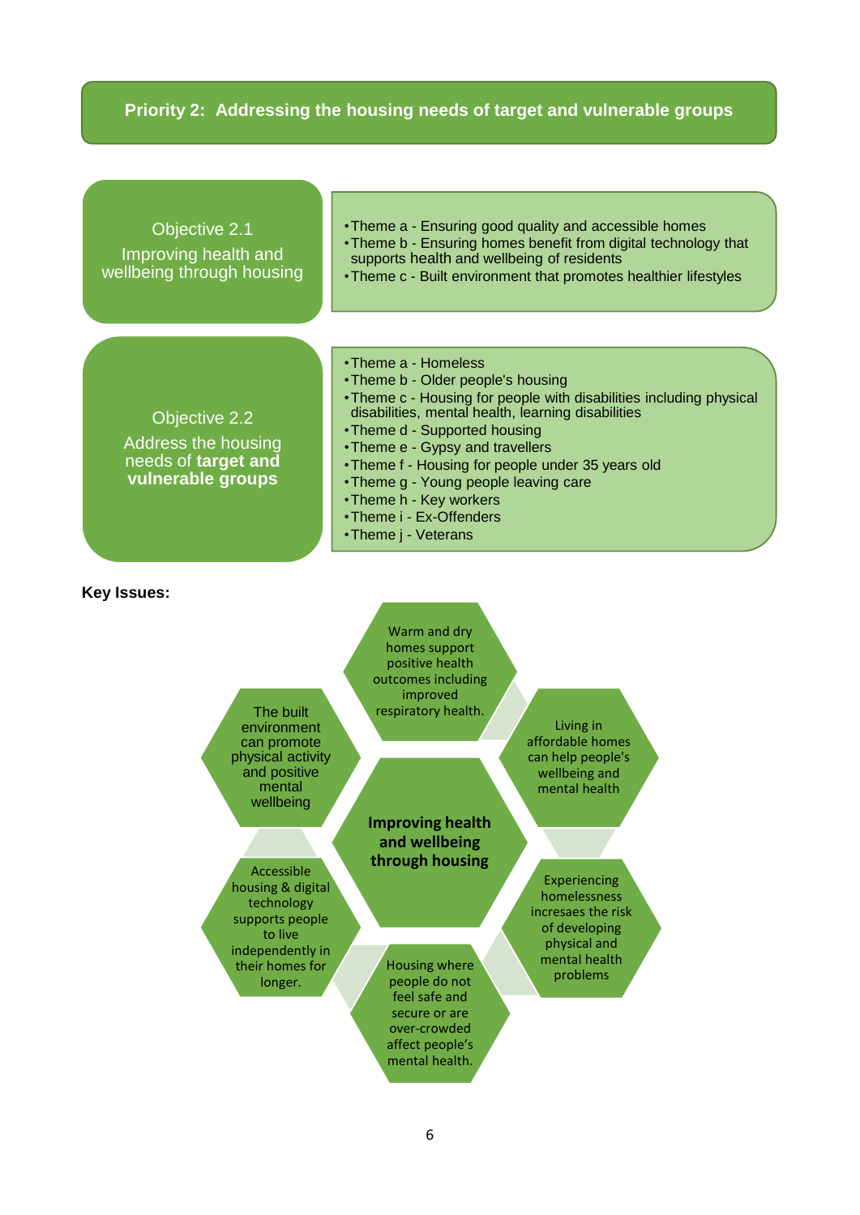## Priority 2: Addressing the housing needs of target and vulnerable groups

**Objective 2.1**
Improving health and wellbeing through housing

- Theme a - Ensuring good quality and accessible homes
- Theme b - Ensuring homes benefit from digital technology that supports health and wellbeing of residents
- Theme c - Built environment that promotes healthier lifestyles

**Objective 2.2**
Address the housing needs of **target and vulnerable groups**

- Theme a - Homeless
- Theme b - Older people's housing
- Theme c - Housing for people with disabilities including physical disabilities, mental health, learning disabilities
- Theme d - Supported housing
- Theme e - Gypsy and travellers
- Theme f - Housing for people under 35 years old
- Theme g - Young people leaving care
- Theme h - Key workers
- Theme i - Ex-Offenders
- Theme j - Veterans

**Key Issues:**

**Improving health and wellbeing through housing**

- Warm and dry homes support positive health outcomes including improved respiratory health.
- Living in affordable homes can help people's wellbeing and mental health
- Experiencing homelessness incresaes the risk of developing physical and mental health problems
- Housing where people do not feel safe and secure or are over-crowded affect people's mental health.
- Accessible housing & digital technology supports people to live independently in their homes for longer.
- The built environment can promote physical activity and positive mental wellbeing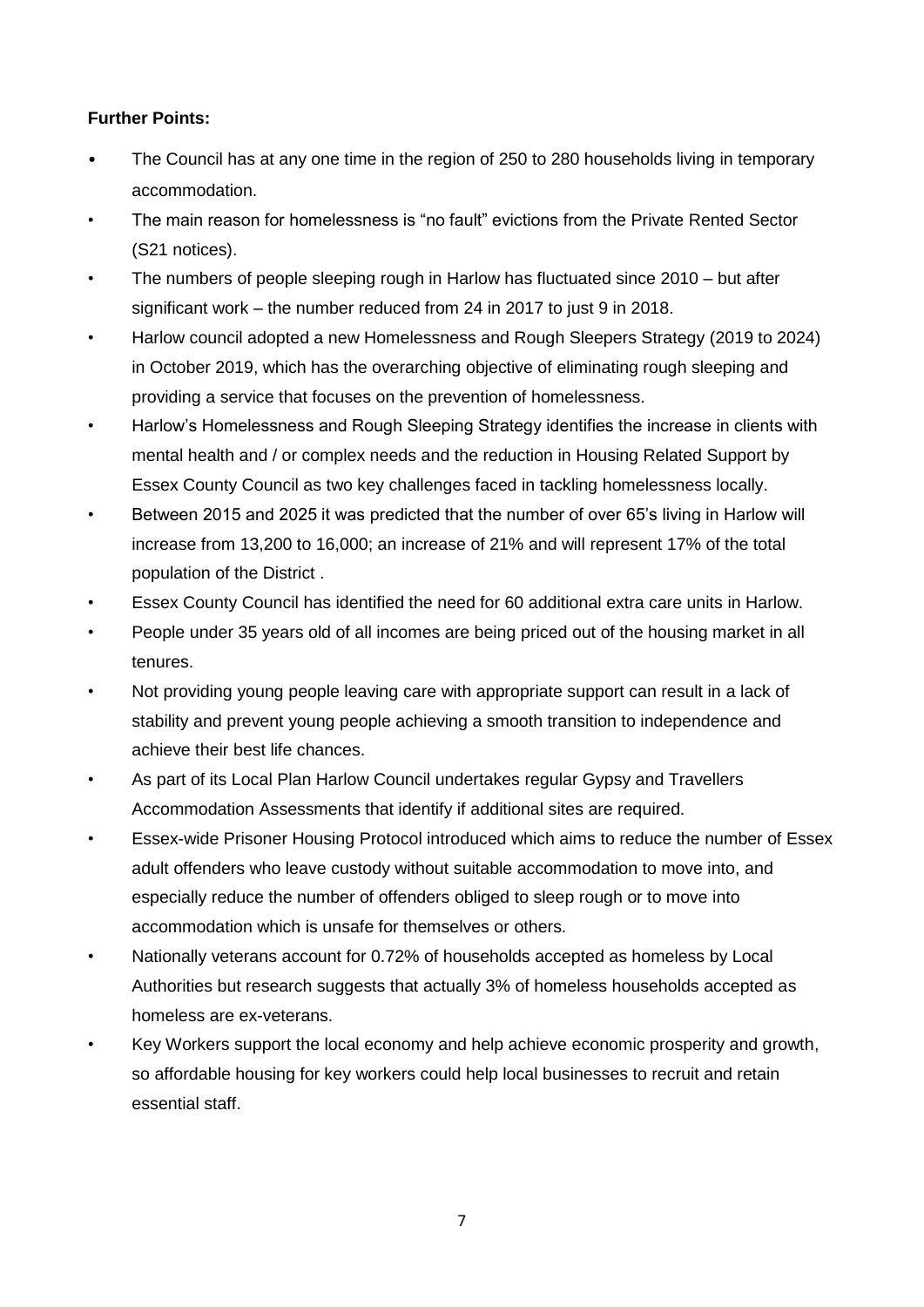**Further Points:**

- The Council has at any one time in the region of 250 to 280 households living in temporary accommodation.
- The main reason for homelessness is "no fault" evictions from the Private Rented Sector (S21 notices).
- The numbers of people sleeping rough in Harlow has fluctuated since 2010 – but after significant work – the number reduced from 24 in 2017 to just 9 in 2018.
- Harlow council adopted a new Homelessness and Rough Sleepers Strategy (2019 to 2024) in October 2019, which has the overarching objective of eliminating rough sleeping and providing a service that focuses on the prevention of homelessness.
- Harlow's Homelessness and Rough Sleeping Strategy identifies the increase in clients with mental health and / or complex needs and the reduction in Housing Related Support by Essex County Council as two key challenges faced in tackling homelessness locally.
- Between 2015 and 2025 it was predicted that the number of over 65's living in Harlow will increase from 13,200 to 16,000; an increase of 21% and will represent 17% of the total population of the District .
- Essex County Council has identified the need for 60 additional extra care units in Harlow.
- People under 35 years old of all incomes are being priced out of the housing market in all tenures.
- Not providing young people leaving care with appropriate support can result in a lack of stability and prevent young people achieving a smooth transition to independence and achieve their best life chances.
- As part of its Local Plan Harlow Council undertakes regular Gypsy and Travellers Accommodation Assessments that identify if additional sites are required.
- Essex-wide Prisoner Housing Protocol introduced which aims to reduce the number of Essex adult offenders who leave custody without suitable accommodation to move into, and especially reduce the number of offenders obliged to sleep rough or to move into accommodation which is unsafe for themselves or others.
- Nationally veterans account for 0.72% of households accepted as homeless by Local Authorities but research suggests that actually 3% of homeless households accepted as homeless are ex-veterans.
- Key Workers support the local economy and help achieve economic prosperity and growth, so affordable housing for key workers could help local businesses to recruit and retain essential staff.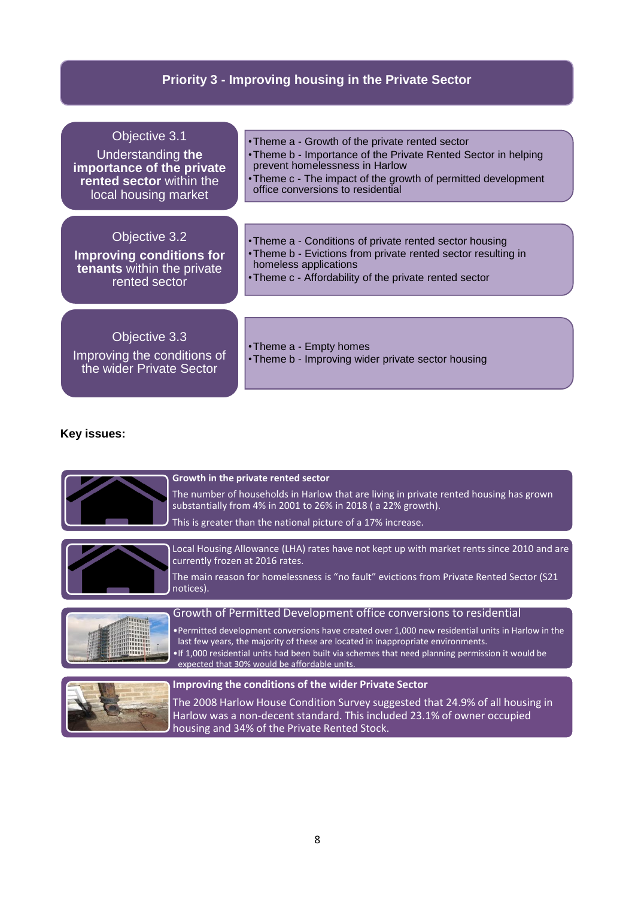# Priority 3 - Improving housing in the Private Sector

| Objective | Themes |
| --- | --- |
| **Objective 3.1** Understanding **the importance of the private rented sector** within the local housing market | • Theme a - Growth of the private rented sector<br>• Theme b - Importance of the Private Rented Sector in helping prevent homelessness in Harlow<br>• Theme c - The impact of the growth of permitted development office conversions to residential |
| **Objective 3.2** **Improving conditions for tenants** within the private rented sector | • Theme a - Conditions of private rented sector housing<br>• Theme b - Evictions from private rented sector resulting in homeless applications<br>• Theme c - Affordability of the private rented sector |
| **Objective 3.3** Improving the conditions of the wider Private Sector | • Theme a - Empty homes<br>• Theme b - Improving wider private sector housing |

**Key issues:**

**Growth in the private rented sector**

The number of households in Harlow that are living in private rented housing has grown substantially from 4% in 2001 to 26% in 2018 ( a 22% growth).

This is greater than the national picture of a 17% increase.

Local Housing Allowance (LHA) rates have not kept up with market rents since 2010 and are currently frozen at 2016 rates.

The main reason for homelessness is "no fault" evictions from Private Rented Sector (S21 notices).

**Growth of Permitted Development office conversions to residential**

- Permitted development conversions have created over 1,000 new residential units in Harlow in the last few years, the majority of these are located in inappropriate environments.
- If 1,000 residential units had been built via schemes that need planning permission it would be expected that 30% would be affordable units.

**Improving the conditions of the wider Private Sector**

The 2008 Harlow House Condition Survey suggested that 24.9% of all housing in Harlow was a non-decent standard. This included 23.1% of owner occupied housing and 34% of the Private Rented Stock.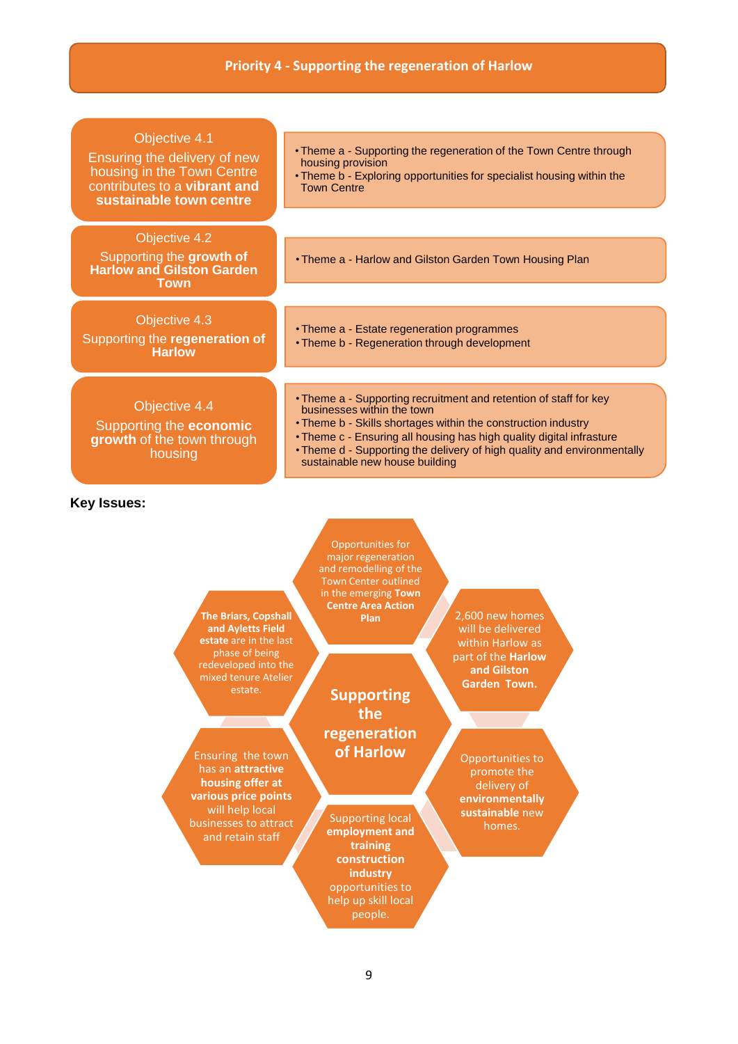## Priority 4 - Supporting the regeneration of Harlow

| | |
|---|---|
| **Objective 4.1** Ensuring the delivery of new housing in the Town Centre contributes to a **vibrant and sustainable town centre** | • Theme a - Supporting the regeneration of the Town Centre through housing provision<br>• Theme b - Exploring opportunities for specialist housing within the Town Centre |
| **Objective 4.2** Supporting the **growth of Harlow and Gilston Garden Town** | • Theme a - Harlow and Gilston Garden Town Housing Plan |
| **Objective 4.3** Supporting the **regeneration of Harlow** | • Theme a - Estate regeneration programmes<br>• Theme b - Regeneration through development |
| **Objective 4.4** Supporting the **economic growth** of the town through housing | • Theme a - Supporting recruitment and retention of staff for key businesses within the town<br>• Theme b - Skills shortages within the construction industry<br>• Theme c - Ensuring all housing has high quality digital infrastructure<br>• Theme d - Supporting the delivery of high quality and environmentally sustainable new house building |

**Key Issues:**

**Supporting the regeneration of Harlow**

- Opportunities for major regeneration and remodelling of the Town Center outlined in the emerging **Town Centre Area Action Plan**
- 2,600 new homes will be delivered within Harlow as part of the **Harlow and Gilston Garden Town.**
- Opportunities to promote the delivery of **environmentally sustainable** new homes.
- Supporting local **employment and training construction industry** opportunities to help up skill local people.
- Ensuring the town has an **attractive housing offer at various price points** will help local businesses to attract and retain staff
- **The Briars, Copshall and Ayletts Field estate** are in the last phase of being redeveloped into the mixed tenure Atelier estate.